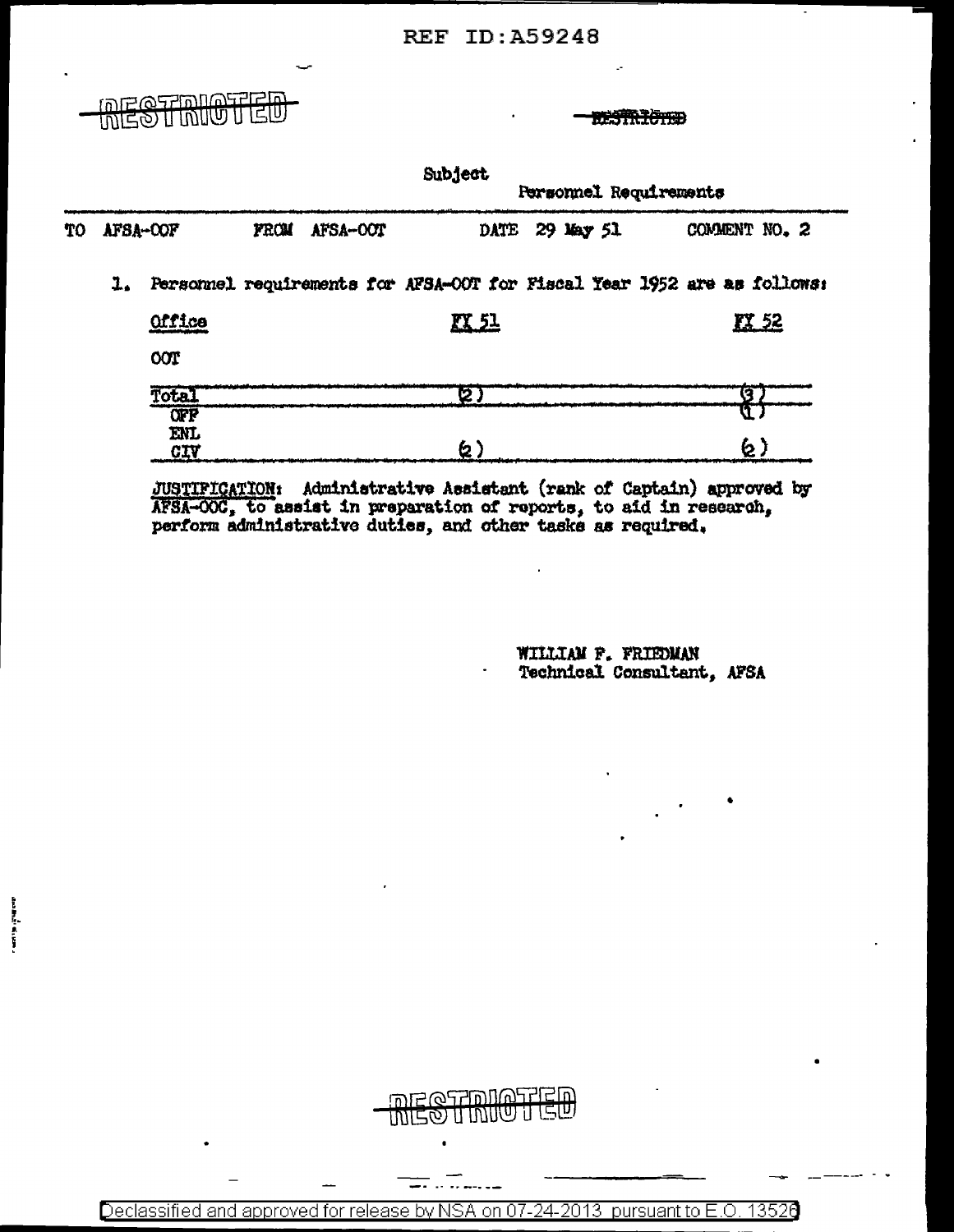REF ID:A59248

RESTRICTED

Subject: Personnel Requirements

TO AFSA-OOF FROM AFSA-OOT DATE 29 May 51 COMMENT NO. 2

1. Personnel requirements for AFSA-OOT for Fiscal Year 1952 are as follows:

| Office | FY 51 | FY 52 |
|---|---|---|
| OOT | | |
| Total | (2) | (3) |
| OFF | | (1) |
| ENL | | |
| CIV | (2) | (2) |

JUSTIFICATION: Administrative Assistant (rank of Captain) approved by AFSA-OOC, to assist in preparation of reports, to aid in research, perform administrative duties, and other tasks as required.

WILLIAM F. FRIEDMAN
Technical Consultant, AFSA

RESTRICTED

Declassified and approved for release by NSA on 07-24-2013 pursuant to E.O. 13526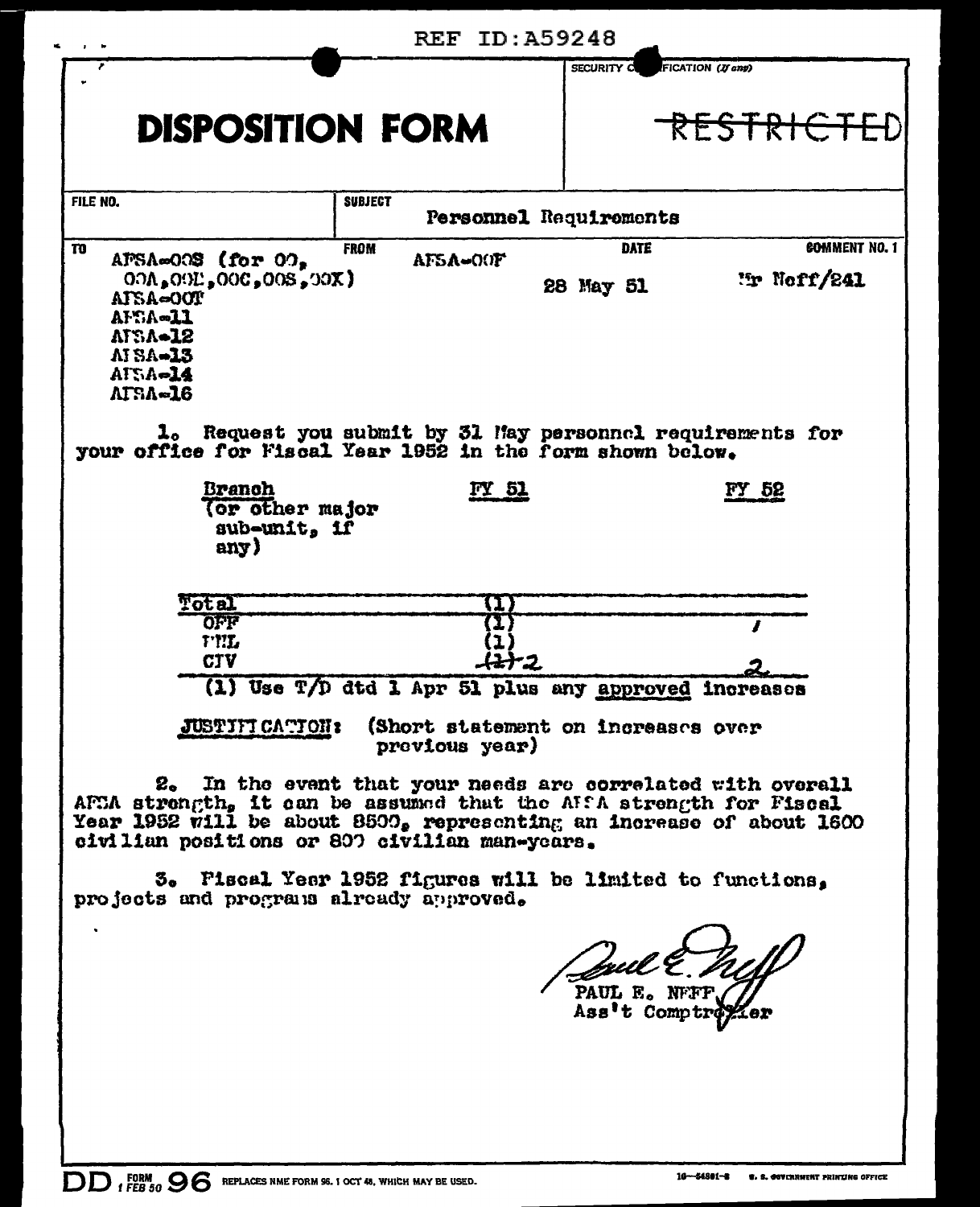REF ID:A59248

# DISPOSITION FORM

SECURITY CLASSIFICATION (If any)

~~RESTRICTED~~

| FILE NO. | SUBJECT |
|---|---|
| | Personnel Requirements |

| TO | FROM | DATE | COMMENT NO. 1 |
|---|---|---|---|
| AFSA-00S (for 00, 00A, 00L, 00C, 00S, 00X)<br>AFSA-00T<br>AFSA-11<br>AFSA-12<br>AFSA-13<br>AFSA-14<br>AFSA-16 | AFSA-00F | 28 May 51 | Mr Neff/241 |

1. Request you submit by 31 May personnel requirements for your office for Fiscal Year 1952 in the form shown below.

| Branch (or other major sub-unit, if any) | FY 51 | FY 52 |
|---|---|---|
| | | |
| Total | (1) | |
| OFF | (1) | 1 |
| MIL | (1) | |
| CIV | ~~(1)~~ 2 | 2 |

(1) Use T/D dtd 1 Apr 51 plus any approved increases

JUSTIFICATION: (Short statement on increases over previous year)

2. In the event that your needs are correlated with overall AFSA strength, it can be assumed that the AFSA strength for Fiscal Year 1952 will be about 8500, representing an increase of about 1600 civilian positions or 800 civilian man-years.

3. Fiscal Year 1952 figures will be limited to functions, projects and programs already approved.

Paul E. Neff
PAUL E. NEFF
Ass't Comptroller

DD FORM 96 1 FEB 50 REPLACES NME FORM 96, 1 OCT 48, WHICH MAY BE USED.